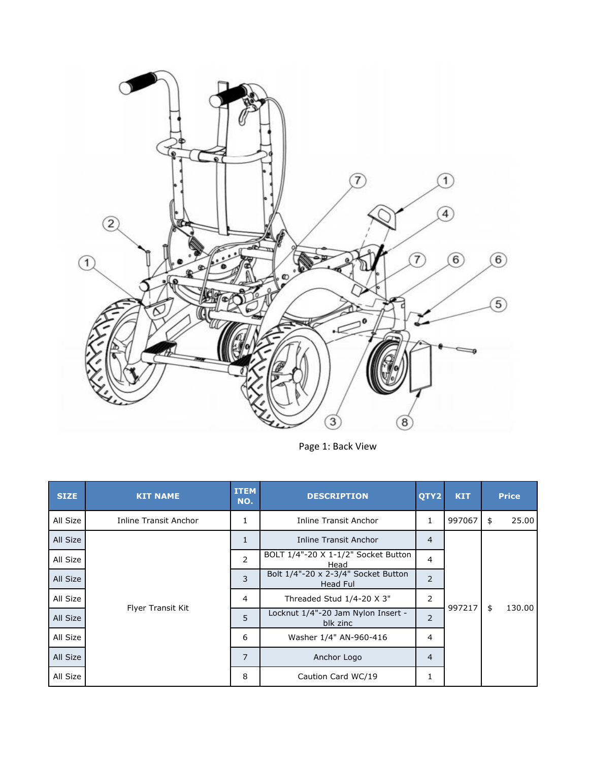Page 1: Back View

| SIZE | KIT NAME | ITEM NO. | DESCRIPTION | QTY2 | KIT | Price |
|---|---|---|---|---|---|---|
| All Size | Inline Transit Anchor | 1 | Inline Transit Anchor | 1 | 997067 | $ 25.00 |
| All Size | Flyer Transit Kit | 1 | Inline Transit Anchor | 4 | 997217 | $ 130.00 |
| All Size | | 2 | BOLT 1/4"-20 X 1-1/2" Socket Button Head | 4 | | |
| All Size | | 3 | Bolt 1/4"-20 x 2-3/4" Socket Button Head Ful | 2 | | |
| All Size | | 4 | Threaded Stud 1/4-20 X 3" | 2 | | |
| All Size | | 5 | Locknut 1/4"-20 Jam Nylon Insert - blk zinc | 2 | | |
| All Size | | 6 | Washer 1/4" AN-960-416 | 4 | | |
| All Size | | 7 | Anchor Logo | 4 | | |
| All Size | | 8 | Caution Card WC/19 | 1 | | |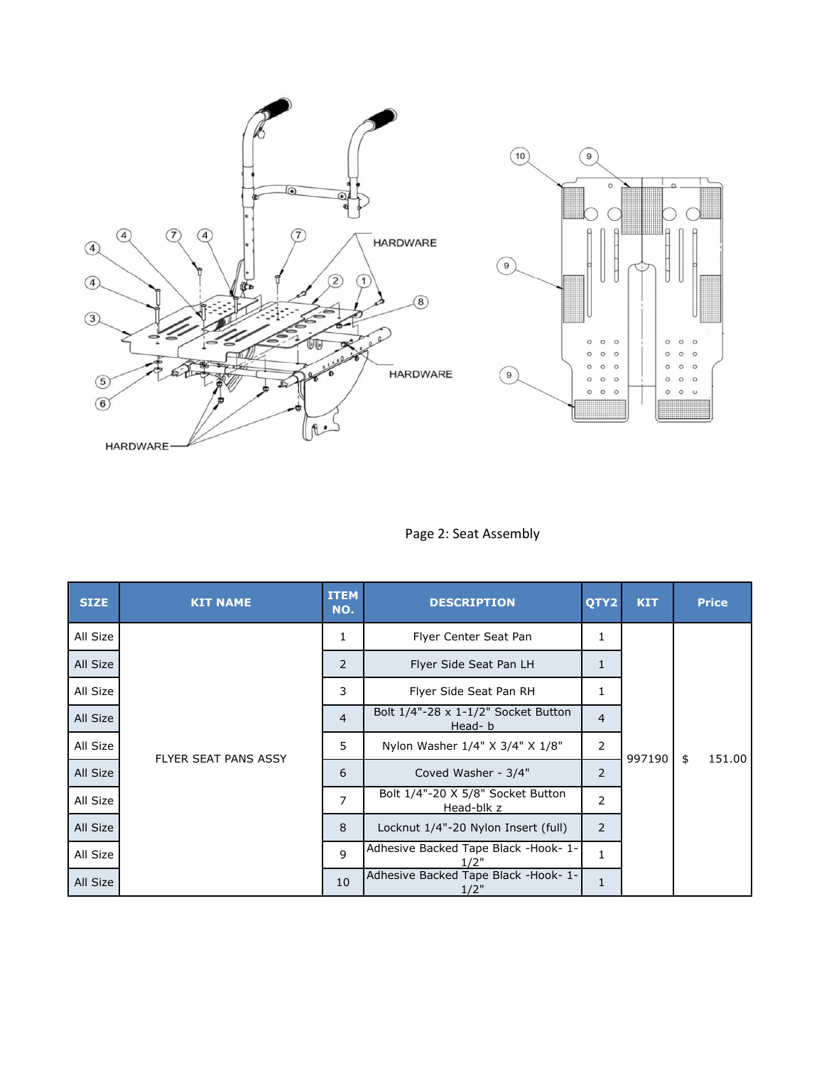Page 2: Seat Assembly

| SIZE | KIT NAME | ITEM NO. | DESCRIPTION | QTY2 | KIT | Price |
|---|---|---|---|---|---|---|
| All Size | FLYER SEAT PANS ASSY | 1 | Flyer Center Seat Pan | 1 | 997190 | $ 151.00 |
| All Size | | 2 | Flyer Side Seat Pan LH | 1 | | |
| All Size | | 3 | Flyer Side Seat Pan RH | 1 | | |
| All Size | | 4 | Bolt 1/4"-28 x 1-1/2" Socket Button Head- b | 4 | | |
| All Size | | 5 | Nylon Washer 1/4" X 3/4" X 1/8" | 2 | | |
| All Size | | 6 | Coved Washer - 3/4" | 2 | | |
| All Size | | 7 | Bolt 1/4"-20 X 5/8" Socket Button Head-blk z | 2 | | |
| All Size | | 8 | Locknut 1/4"-20 Nylon Insert (full) | 2 | | |
| All Size | | 9 | Adhesive Backed Tape Black -Hook- 1-1/2" | 1 | | |
| All Size | | 10 | Adhesive Backed Tape Black -Hook- 1-1/2" | 1 | | |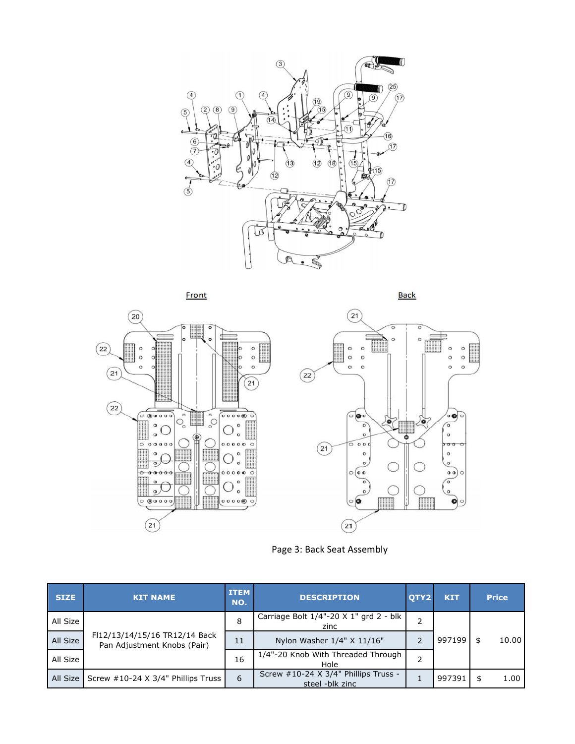Front

Back

Page 3: Back Seat Assembly

| SIZE | KIT NAME | ITEM NO. | DESCRIPTION | QTY2 | KIT | Price |
|---|---|---|---|---|---|---|
| All Size | FI12/13/14/15/16 TR12/14 Back Pan Adjustment Knobs (Pair) | 8 | Carriage Bolt 1/4"-20 X 1" grd 2 - blk zinc | 2 | 997199 | $ 10.00 |
| All Size | | 11 | Nylon Washer 1/4" X 11/16" | 2 | | |
| All Size | | 16 | 1/4"-20 Knob With Threaded Through Hole | 2 | | |
| All Size | Screw #10-24 X 3/4" Phillips Truss | 6 | Screw #10-24 X 3/4" Phillips Truss - steel -blk zinc | 1 | 997391 | $ 1.00 |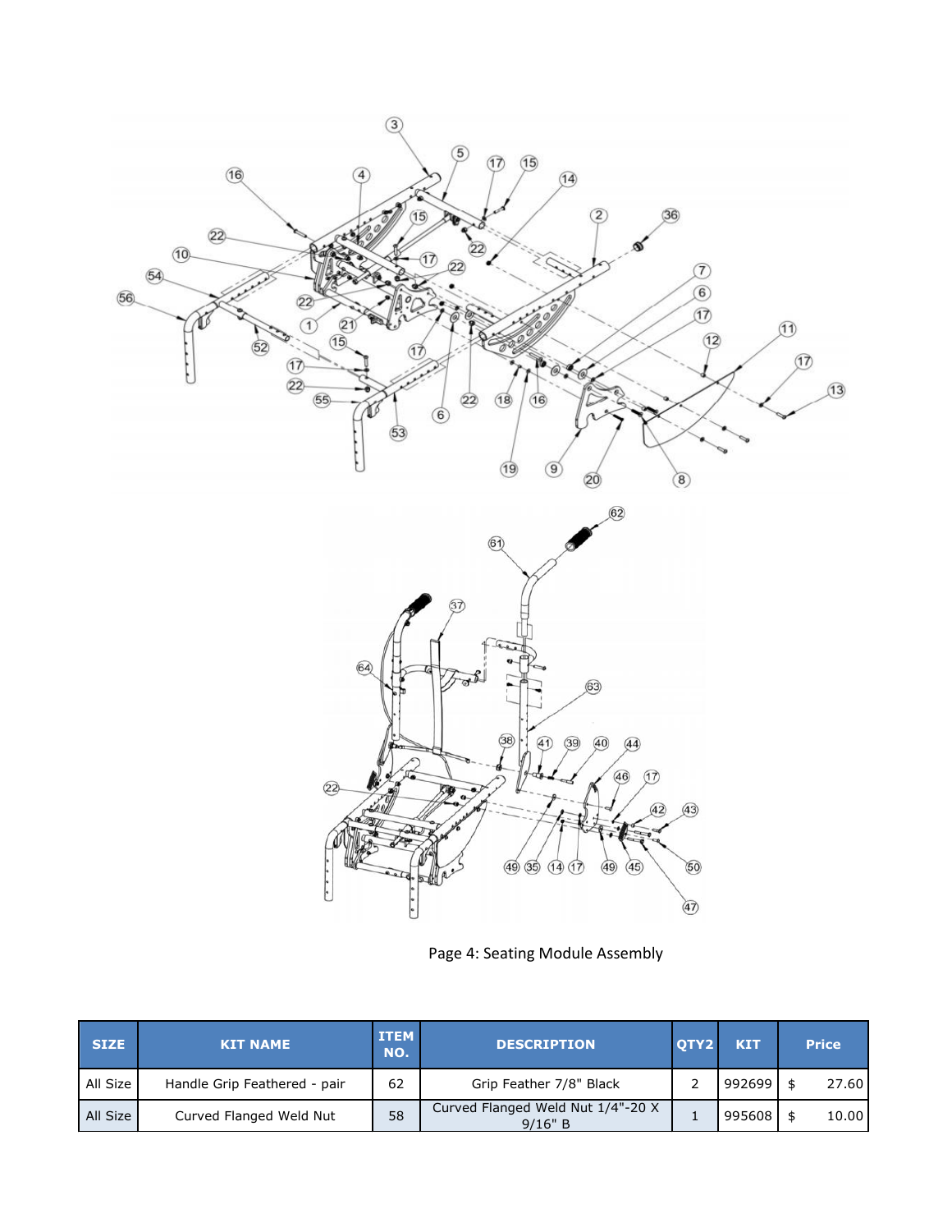Page 4: Seating Module Assembly

| SIZE | KIT NAME | ITEM NO. | DESCRIPTION | QTY2 | KIT | Price |
|---|---|---|---|---|---|---|
| All Size | Handle Grip Feathered - pair | 62 | Grip Feather 7/8" Black | 2 | 992699 | $ 27.60 |
| All Size | Curved Flanged Weld Nut | 58 | Curved Flanged Weld Nut 1/4"-20 X 9/16" B | 1 | 995608 | $ 10.00 |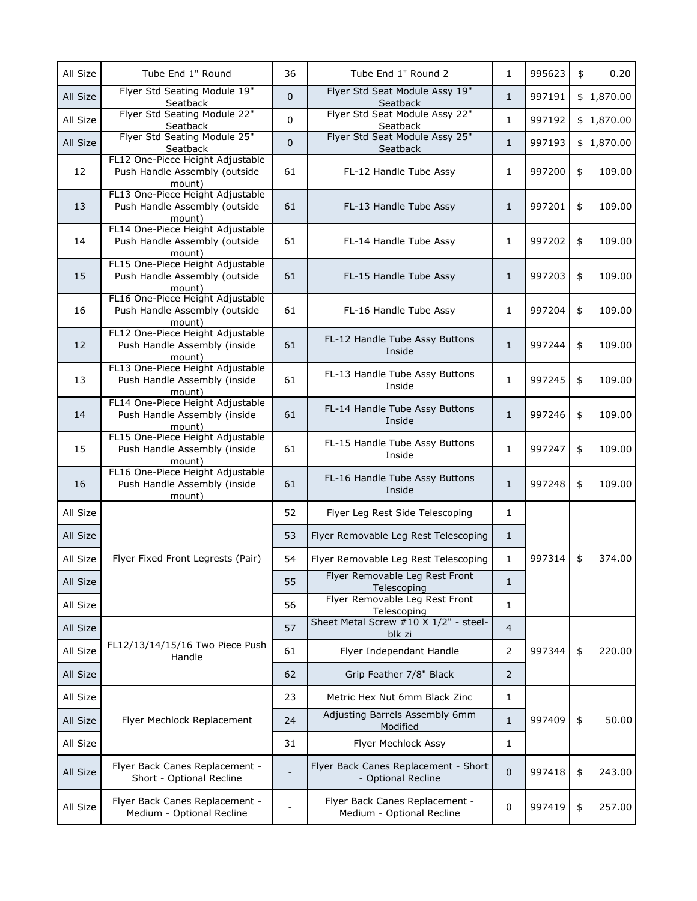| All Size | Tube End 1" Round | 36 | Tube End 1" Round 2 | 1 | 995623 | $ 0.20 |
|---|---|---|---|---|---|---|
| All Size | Flyer Std Seating Module 19" Seatback | 0 | Flyer Std Seat Module Assy 19" Seatback | 1 | 997191 | $ 1,870.00 |
| All Size | Flyer Std Seating Module 22" Seatback | 0 | Flyer Std Seat Module Assy 22" Seatback | 1 | 997192 | $ 1,870.00 |
| All Size | Flyer Std Seating Module 25" Seatback | 0 | Flyer Std Seat Module Assy 25" Seatback | 1 | 997193 | $ 1,870.00 |
| 12 | FL12 One-Piece Height Adjustable Push Handle Assembly (outside mount) | 61 | FL-12 Handle Tube Assy | 1 | 997200 | $ 109.00 |
| 13 | FL13 One-Piece Height Adjustable Push Handle Assembly (outside mount) | 61 | FL-13 Handle Tube Assy | 1 | 997201 | $ 109.00 |
| 14 | FL14 One-Piece Height Adjustable Push Handle Assembly (outside mount) | 61 | FL-14 Handle Tube Assy | 1 | 997202 | $ 109.00 |
| 15 | FL15 One-Piece Height Adjustable Push Handle Assembly (outside mount) | 61 | FL-15 Handle Tube Assy | 1 | 997203 | $ 109.00 |
| 16 | FL16 One-Piece Height Adjustable Push Handle Assembly (outside mount) | 61 | FL-16 Handle Tube Assy | 1 | 997204 | $ 109.00 |
| 12 | FL12 One-Piece Height Adjustable Push Handle Assembly (inside mount) | 61 | FL-12 Handle Tube Assy Buttons Inside | 1 | 997244 | $ 109.00 |
| 13 | FL13 One-Piece Height Adjustable Push Handle Assembly (inside mount) | 61 | FL-13 Handle Tube Assy Buttons Inside | 1 | 997245 | $ 109.00 |
| 14 | FL14 One-Piece Height Adjustable Push Handle Assembly (inside mount) | 61 | FL-14 Handle Tube Assy Buttons Inside | 1 | 997246 | $ 109.00 |
| 15 | FL15 One-Piece Height Adjustable Push Handle Assembly (inside mount) | 61 | FL-15 Handle Tube Assy Buttons Inside | 1 | 997247 | $ 109.00 |
| 16 | FL16 One-Piece Height Adjustable Push Handle Assembly (inside mount) | 61 | FL-16 Handle Tube Assy Buttons Inside | 1 | 997248 | $ 109.00 |
| All Size | Flyer Fixed Front Legrests (Pair) | 52 | Flyer Leg Rest Side Telescoping | 1 | 997314 | $ 374.00 |
| All Size | | 53 | Flyer Removable Leg Rest Telescoping | 1 | | |
| All Size | | 54 | Flyer Removable Leg Rest Telescoping | 1 | | |
| All Size | | 55 | Flyer Removable Leg Rest Front Telescoping | 1 | | |
| All Size | | 56 | Flyer Removable Leg Rest Front Telescoping | 1 | | |
| All Size | FL12/13/14/15/16 Two Piece Push Handle | 57 | Sheet Metal Screw #10 X 1/2" - steel-blk zi | 4 | 997344 | $ 220.00 |
| All Size | | 61 | Flyer Independant Handle | 2 | | |
| All Size | | 62 | Grip Feather 7/8" Black | 2 | | |
| All Size | Flyer Mechlock Replacement | 23 | Metric Hex Nut 6mm Black Zinc | 1 | 997409 | $ 50.00 |
| All Size | | 24 | Adjusting Barrels Assembly 6mm Modified | 1 | | |
| All Size | | 31 | Flyer Mechlock Assy | 1 | | |
| All Size | Flyer Back Canes Replacement - Short - Optional Recline | - | Flyer Back Canes Replacement - Short - Optional Recline | 0 | 997418 | $ 243.00 |
| All Size | Flyer Back Canes Replacement - Medium - Optional Recline | - | Flyer Back Canes Replacement - Medium - Optional Recline | 0 | 997419 | $ 257.00 |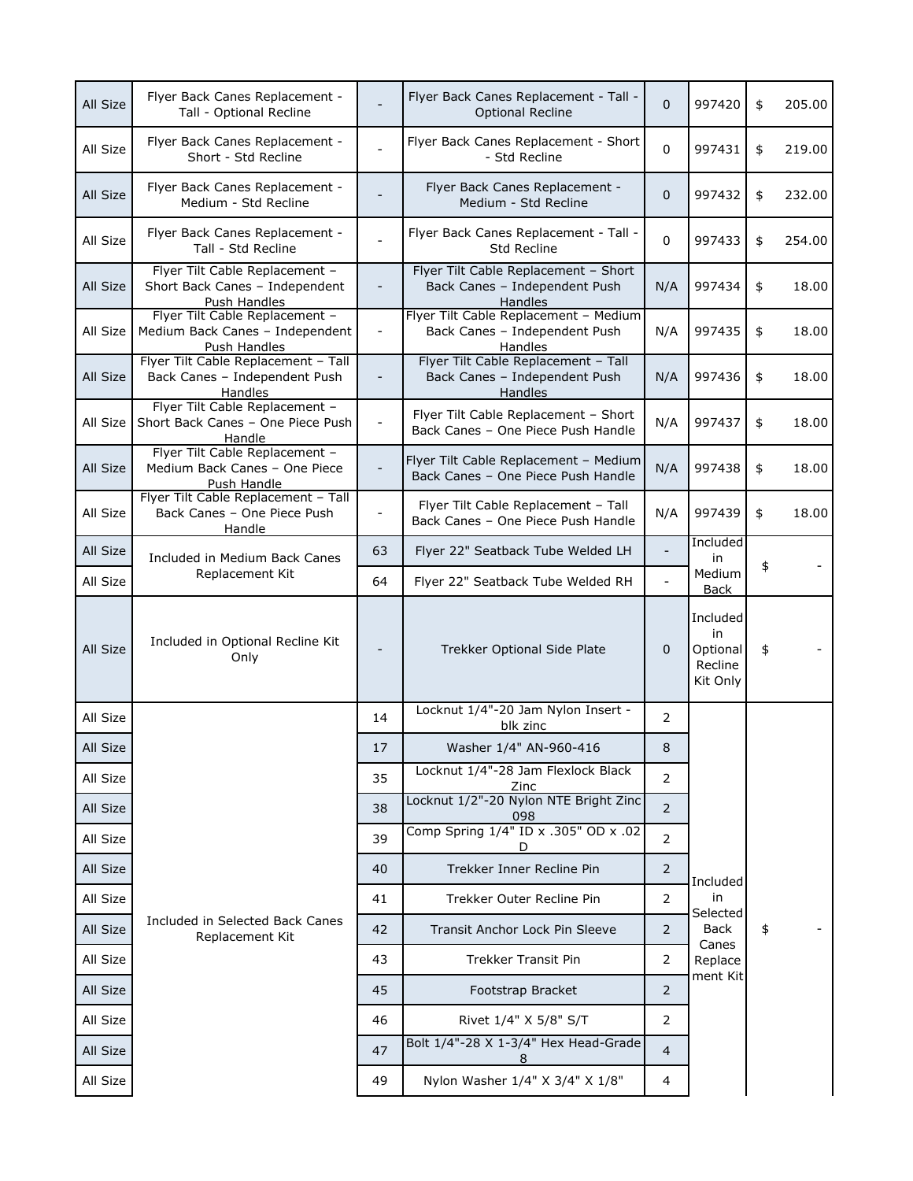| | | | | | | |
|---|---|---|---|---|---|---|
| All Size | Flyer Back Canes Replacement - Tall - Optional Recline | - | Flyer Back Canes Replacement - Tall - Optional Recline | 0 | 997420 | $ 205.00 |
| All Size | Flyer Back Canes Replacement - Short - Std Recline | - | Flyer Back Canes Replacement - Short - Std Recline | 0 | 997431 | $ 219.00 |
| All Size | Flyer Back Canes Replacement - Medium - Std Recline | - | Flyer Back Canes Replacement - Medium - Std Recline | 0 | 997432 | $ 232.00 |
| All Size | Flyer Back Canes Replacement - Tall - Std Recline | - | Flyer Back Canes Replacement - Tall - Std Recline | 0 | 997433 | $ 254.00 |
| All Size | Flyer Tilt Cable Replacement – Short Back Canes – Independent Push Handles | - | Flyer Tilt Cable Replacement – Short Back Canes – Independent Push Handles | N/A | 997434 | $ 18.00 |
| All Size | Flyer Tilt Cable Replacement – Medium Back Canes – Independent Push Handles | - | Flyer Tilt Cable Replacement – Medium Back Canes – Independent Push Handles | N/A | 997435 | $ 18.00 |
| All Size | Flyer Tilt Cable Replacement – Tall Back Canes – Independent Push Handles | - | Flyer Tilt Cable Replacement – Tall Back Canes – Independent Push Handles | N/A | 997436 | $ 18.00 |
| All Size | Flyer Tilt Cable Replacement – Short Back Canes – One Piece Push Handle | - | Flyer Tilt Cable Replacement – Short Back Canes – One Piece Push Handle | N/A | 997437 | $ 18.00 |
| All Size | Flyer Tilt Cable Replacement – Medium Back Canes – One Piece Push Handle | - | Flyer Tilt Cable Replacement – Medium Back Canes – One Piece Push Handle | N/A | 997438 | $ 18.00 |
| All Size | Flyer Tilt Cable Replacement – Tall Back Canes – One Piece Push Handle | - | Flyer Tilt Cable Replacement – Tall Back Canes – One Piece Push Handle | N/A | 997439 | $ 18.00 |
| All Size | Included in Medium Back Canes Replacement Kit | 63 | Flyer 22" Seatback Tube Welded LH | - | Included in Medium Back | $ - |
| All Size | | 64 | Flyer 22" Seatback Tube Welded RH | - | | |
| All Size | Included in Optional Recline Kit Only | - | Trekker Optional Side Plate | 0 | Included in Optional Recline Kit Only | $ - |
| All Size | Included in Selected Back Canes Replacement Kit | 14 | Locknut 1/4"-20 Jam Nylon Insert - blk zinc | 2 | Included in Selected Back Canes Replacement Kit | $ - |
| All Size | | 17 | Washer 1/4" AN-960-416 | 8 | | |
| All Size | | 35 | Locknut 1/4"-28 Jam Flexlock Black Zinc | 2 | | |
| All Size | | 38 | Locknut 1/2"-20 Nylon NTE Bright Zinc 098 | 2 | | |
| All Size | | 39 | Comp Spring 1/4" ID x .305" OD x .02 D | 2 | | |
| All Size | | 40 | Trekker Inner Recline Pin | 2 | | |
| All Size | | 41 | Trekker Outer Recline Pin | 2 | | |
| All Size | | 42 | Transit Anchor Lock Pin Sleeve | 2 | | |
| All Size | | 43 | Trekker Transit Pin | 2 | | |
| All Size | | 45 | Footstrap Bracket | 2 | | |
| All Size | | 46 | Rivet 1/4" X 5/8" S/T | 2 | | |
| All Size | | 47 | Bolt 1/4"-28 X 1-3/4" Hex Head-Grade 8 | 4 | | |
| All Size | | 49 | Nylon Washer 1/4" X 3/4" X 1/8" | 4 | | |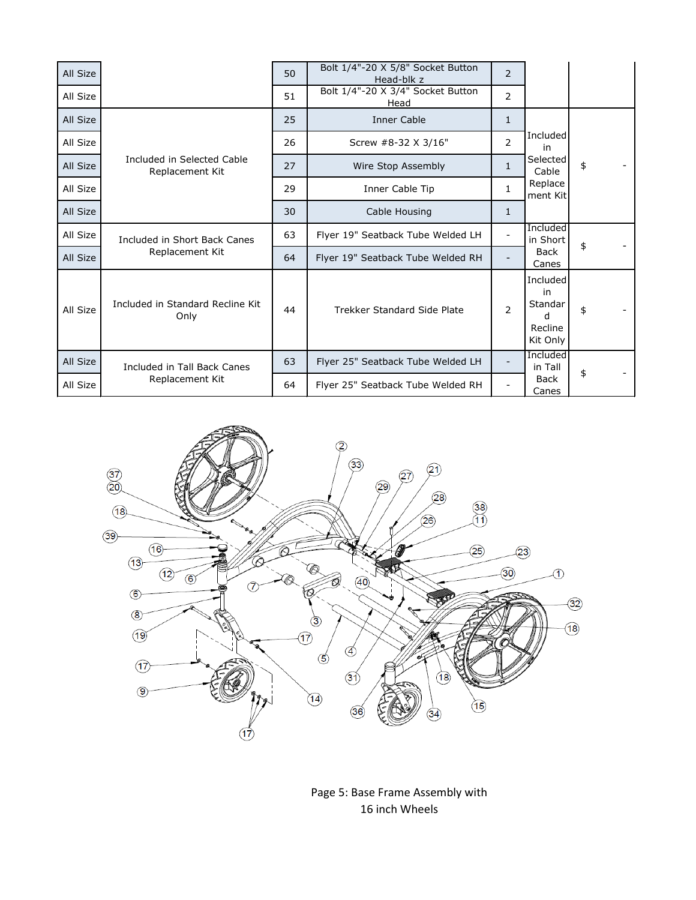| | | | | | | |
|---|---|---|---|---|---|---|
| All Size | | 50 | Bolt 1/4"-20 X 5/8" Socket Button Head-blk z | 2 | | |
| All Size | | 51 | Bolt 1/4"-20 X 3/4" Socket Button Head | 2 | | |
| All Size | Included in Selected Cable Replacement Kit | 25 | Inner Cable | 1 | Included in Selected Cable Replacement Kit | $ - |
| All Size | | 26 | Screw #8-32 X 3/16" | 2 | | |
| All Size | | 27 | Wire Stop Assembly | 1 | | |
| All Size | | 29 | Inner Cable Tip | 1 | | |
| All Size | | 30 | Cable Housing | 1 | | |
| All Size | Included in Short Back Canes Replacement Kit | 63 | Flyer 19" Seatback Tube Welded LH | - | Included in Short Back Canes | $ - |
| All Size | | 64 | Flyer 19" Seatback Tube Welded RH | - | | |
| All Size | Included in Standard Recline Kit Only | 44 | Trekker Standard Side Plate | 2 | Included in Standard Recline Kit Only | $ - |
| All Size | Included in Tall Back Canes Replacement Kit | 63 | Flyer 25" Seatback Tube Welded LH | - | Included in Tall Back Canes | $ - |
| All Size | | 64 | Flyer 25" Seatback Tube Welded RH | - | | |

Page 5: Base Frame Assembly with 16 inch Wheels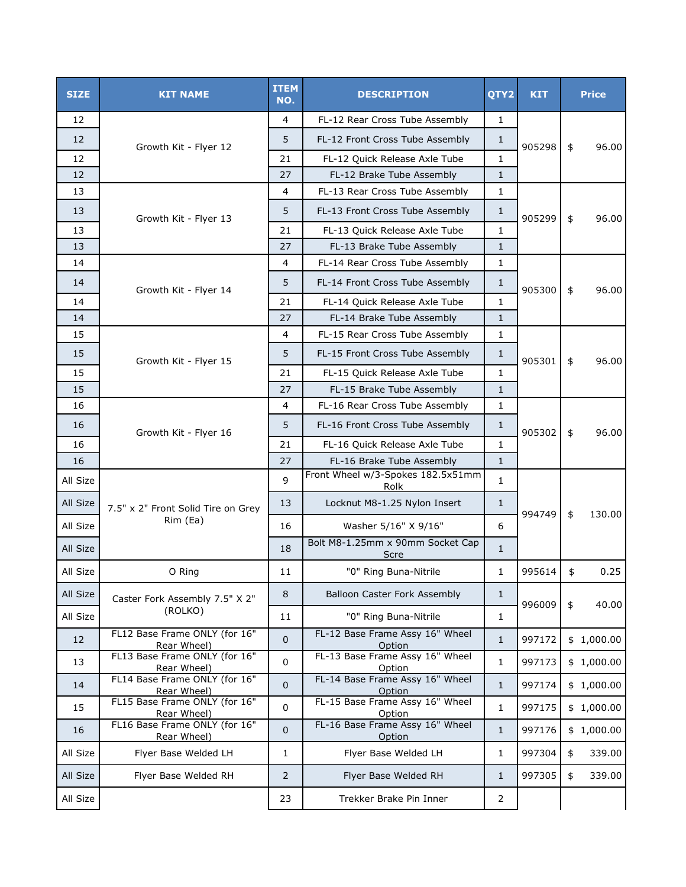| SIZE | KIT NAME | ITEM NO. | DESCRIPTION | QTY2 | KIT | Price |
|---|---|---|---|---|---|---|
| 12 | Growth Kit - Flyer 12 | 4 | FL-12 Rear Cross Tube Assembly | 1 | 905298 | $ 96.00 |
| 12 | | 5 | FL-12 Front Cross Tube Assembly | 1 | | |
| 12 | | 21 | FL-12 Quick Release Axle Tube | 1 | | |
| 12 | | 27 | FL-12 Brake Tube Assembly | 1 | | |
| 13 | Growth Kit - Flyer 13 | 4 | FL-13 Rear Cross Tube Assembly | 1 | 905299 | $ 96.00 |
| 13 | | 5 | FL-13 Front Cross Tube Assembly | 1 | | |
| 13 | | 21 | FL-13 Quick Release Axle Tube | 1 | | |
| 13 | | 27 | FL-13 Brake Tube Assembly | 1 | | |
| 14 | Growth Kit - Flyer 14 | 4 | FL-14 Rear Cross Tube Assembly | 1 | 905300 | $ 96.00 |
| 14 | | 5 | FL-14 Front Cross Tube Assembly | 1 | | |
| 14 | | 21 | FL-14 Quick Release Axle Tube | 1 | | |
| 14 | | 27 | FL-14 Brake Tube Assembly | 1 | | |
| 15 | Growth Kit - Flyer 15 | 4 | FL-15 Rear Cross Tube Assembly | 1 | 905301 | $ 96.00 |
| 15 | | 5 | FL-15 Front Cross Tube Assembly | 1 | | |
| 15 | | 21 | FL-15 Quick Release Axle Tube | 1 | | |
| 15 | | 27 | FL-15 Brake Tube Assembly | 1 | | |
| 16 | Growth Kit - Flyer 16 | 4 | FL-16 Rear Cross Tube Assembly | 1 | 905302 | $ 96.00 |
| 16 | | 5 | FL-16 Front Cross Tube Assembly | 1 | | |
| 16 | | 21 | FL-16 Quick Release Axle Tube | 1 | | |
| 16 | | 27 | FL-16 Brake Tube Assembly | 1 | | |
| All Size | 7.5" x 2" Front Solid Tire on Grey Rim (Ea) | 9 | Front Wheel w/3-Spokes 182.5x51mm Rolk | 1 | 994749 | $ 130.00 |
| All Size | | 13 | Locknut M8-1.25 Nylon Insert | 1 | | |
| All Size | | 16 | Washer 5/16" X 9/16" | 6 | | |
| All Size | | 18 | Bolt M8-1.25mm x 90mm Socket Cap Scre | 1 | | |
| All Size | O Ring | 11 | "0" Ring Buna-Nitrile | 1 | 995614 | $ 0.25 |
| All Size | Caster Fork Assembly 7.5" X 2" (ROLKO) | 8 | Balloon Caster Fork Assembly | 1 | 996009 | $ 40.00 |
| All Size | | 11 | "0" Ring Buna-Nitrile | 1 | | |
| 12 | FL12 Base Frame ONLY (for 16" Rear Wheel) | 0 | FL-12 Base Frame Assy 16" Wheel Option | 1 | 997172 | $ 1,000.00 |
| 13 | FL13 Base Frame ONLY (for 16" Rear Wheel) | 0 | FL-13 Base Frame Assy 16" Wheel Option | 1 | 997173 | $ 1,000.00 |
| 14 | FL14 Base Frame ONLY (for 16" Rear Wheel) | 0 | FL-14 Base Frame Assy 16" Wheel Option | 1 | 997174 | $ 1,000.00 |
| 15 | FL15 Base Frame ONLY (for 16" Rear Wheel) | 0 | FL-15 Base Frame Assy 16" Wheel Option | 1 | 997175 | $ 1,000.00 |
| 16 | FL16 Base Frame ONLY (for 16" Rear Wheel) | 0 | FL-16 Base Frame Assy 16" Wheel Option | 1 | 997176 | $ 1,000.00 |
| All Size | Flyer Base Welded LH | 1 | Flyer Base Welded LH | 1 | 997304 | $ 339.00 |
| All Size | Flyer Base Welded RH | 2 | Flyer Base Welded RH | 1 | 997305 | $ 339.00 |
| All Size | | 23 | Trekker Brake Pin Inner | 2 | | |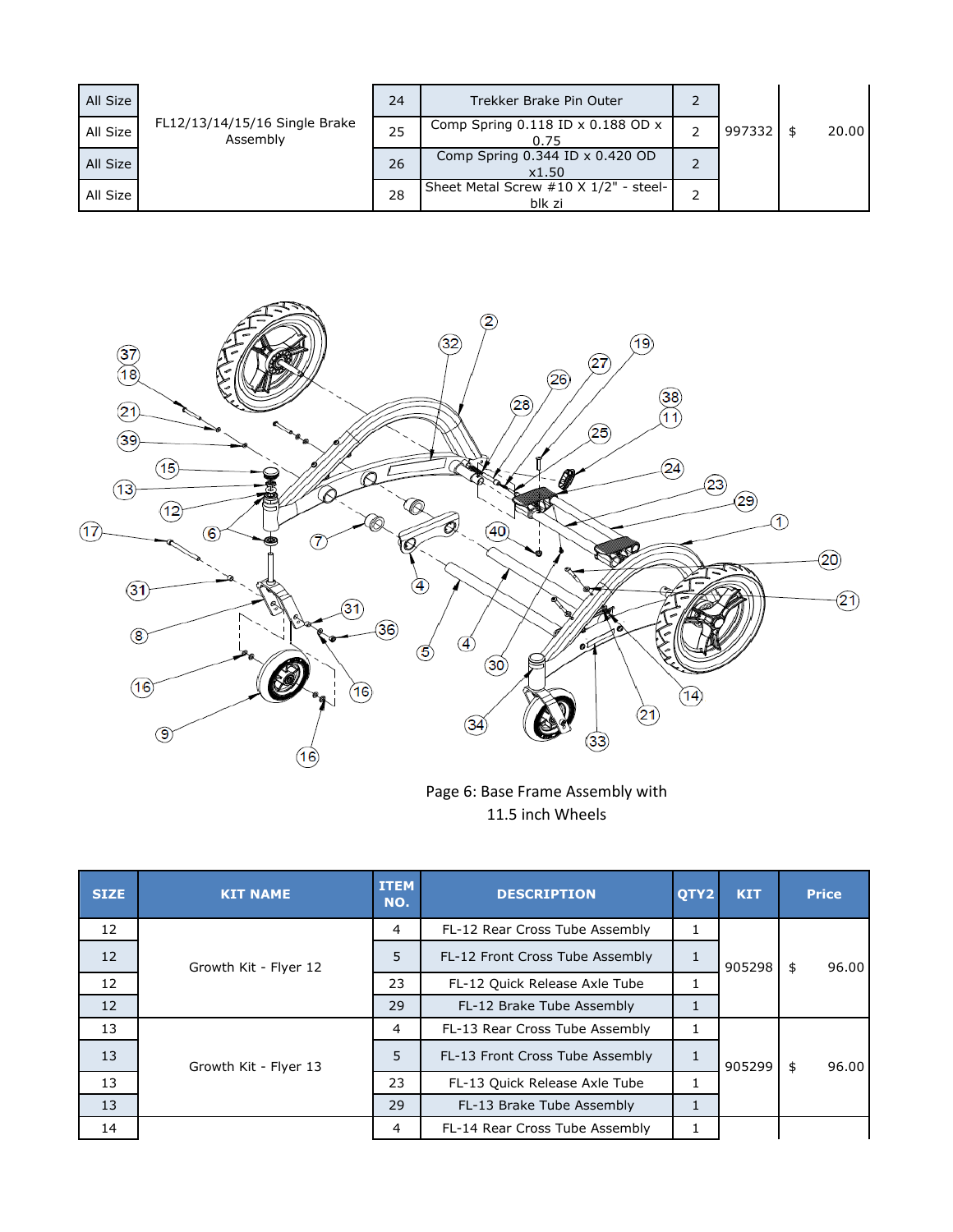| All Size | FL12/13/14/15/16 Single Brake Assembly | 24 | Trekker Brake Pin Outer | 2 | 997332 | $ 20.00 |
|---|---|---|---|---|---|---|
| All Size | | 25 | Comp Spring 0.118 ID x 0.188 OD x 0.75 | 2 | | |
| All Size | | 26 | Comp Spring 0.344 ID x 0.420 OD x1.50 | 2 | | |
| All Size | | 28 | Sheet Metal Screw #10 X 1/2" - steel-blk zi | 2 | | |

Page 6: Base Frame Assembly with 11.5 inch Wheels

| SIZE | KIT NAME | ITEM NO. | DESCRIPTION | QTY2 | KIT | Price |
|---|---|---|---|---|---|---|
| 12 | Growth Kit - Flyer 12 | 4 | FL-12 Rear Cross Tube Assembly | 1 | 905298 | $ 96.00 |
| 12 | | 5 | FL-12 Front Cross Tube Assembly | 1 | | |
| 12 | | 23 | FL-12 Quick Release Axle Tube | 1 | | |
| 12 | | 29 | FL-12 Brake Tube Assembly | 1 | | |
| 13 | Growth Kit - Flyer 13 | 4 | FL-13 Rear Cross Tube Assembly | 1 | 905299 | $ 96.00 |
| 13 | | 5 | FL-13 Front Cross Tube Assembly | 1 | | |
| 13 | | 23 | FL-13 Quick Release Axle Tube | 1 | | |
| 13 | | 29 | FL-13 Brake Tube Assembly | 1 | | |
| 14 | | 4 | FL-14 Rear Cross Tube Assembly | 1 | | |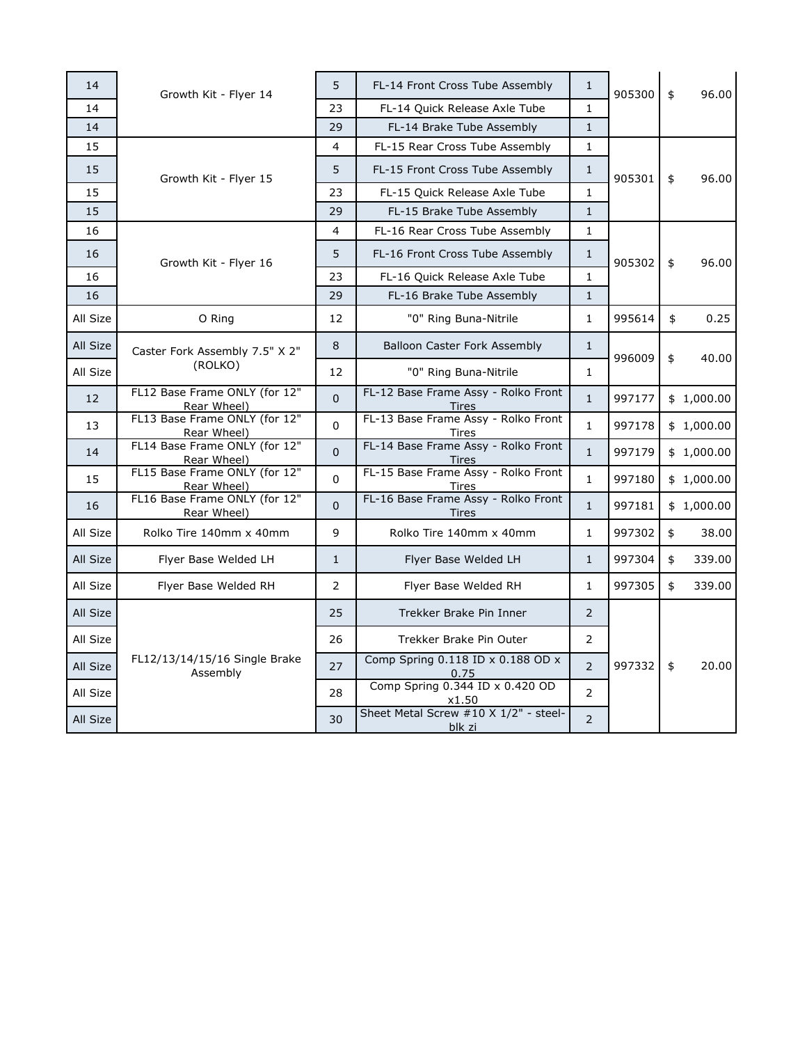| | | | | | | |
|---|---|---|---|---|---|---|
| 14 | Growth Kit - Flyer 14 | 5 | FL-14 Front Cross Tube Assembly | 1 | 905300 | $ 96.00 |
| 14 | | 23 | FL-14 Quick Release Axle Tube | 1 | | |
| 14 | | 29 | FL-14 Brake Tube Assembly | 1 | | |
| 15 | Growth Kit - Flyer 15 | 4 | FL-15 Rear Cross Tube Assembly | 1 | 905301 | $ 96.00 |
| 15 | | 5 | FL-15 Front Cross Tube Assembly | 1 | | |
| 15 | | 23 | FL-15 Quick Release Axle Tube | 1 | | |
| 15 | | 29 | FL-15 Brake Tube Assembly | 1 | | |
| 16 | Growth Kit - Flyer 16 | 4 | FL-16 Rear Cross Tube Assembly | 1 | 905302 | $ 96.00 |
| 16 | | 5 | FL-16 Front Cross Tube Assembly | 1 | | |
| 16 | | 23 | FL-16 Quick Release Axle Tube | 1 | | |
| 16 | | 29 | FL-16 Brake Tube Assembly | 1 | | |
| All Size | O Ring | 12 | "0" Ring Buna-Nitrile | 1 | 995614 | $ 0.25 |
| All Size | Caster Fork Assembly 7.5" X 2" (ROLKO) | 8 | Balloon Caster Fork Assembly | 1 | 996009 | $ 40.00 |
| All Size | | 12 | "0" Ring Buna-Nitrile | 1 | | |
| 12 | FL12 Base Frame ONLY (for 12" Rear Wheel) | 0 | FL-12 Base Frame Assy - Rolko Front Tires | 1 | 997177 | $ 1,000.00 |
| 13 | FL13 Base Frame ONLY (for 12" Rear Wheel) | 0 | FL-13 Base Frame Assy - Rolko Front Tires | 1 | 997178 | $ 1,000.00 |
| 14 | FL14 Base Frame ONLY (for 12" Rear Wheel) | 0 | FL-14 Base Frame Assy - Rolko Front Tires | 1 | 997179 | $ 1,000.00 |
| 15 | FL15 Base Frame ONLY (for 12" Rear Wheel) | 0 | FL-15 Base Frame Assy - Rolko Front Tires | 1 | 997180 | $ 1,000.00 |
| 16 | FL16 Base Frame ONLY (for 12" Rear Wheel) | 0 | FL-16 Base Frame Assy - Rolko Front Tires | 1 | 997181 | $ 1,000.00 |
| All Size | Rolko Tire 140mm x 40mm | 9 | Rolko Tire 140mm x 40mm | 1 | 997302 | $ 38.00 |
| All Size | Flyer Base Welded LH | 1 | Flyer Base Welded LH | 1 | 997304 | $ 339.00 |
| All Size | Flyer Base Welded RH | 2 | Flyer Base Welded RH | 1 | 997305 | $ 339.00 |
| All Size | FL12/13/14/15/16 Single Brake Assembly | 25 | Trekker Brake Pin Inner | 2 | 997332 | $ 20.00 |
| All Size | | 26 | Trekker Brake Pin Outer | 2 | | |
| All Size | | 27 | Comp Spring 0.118 ID x 0.188 OD x 0.75 | 2 | | |
| All Size | | 28 | Comp Spring 0.344 ID x 0.420 OD x1.50 | 2 | | |
| All Size | | 30 | Sheet Metal Screw #10 X 1/2" - steel-blk zi | 2 | | |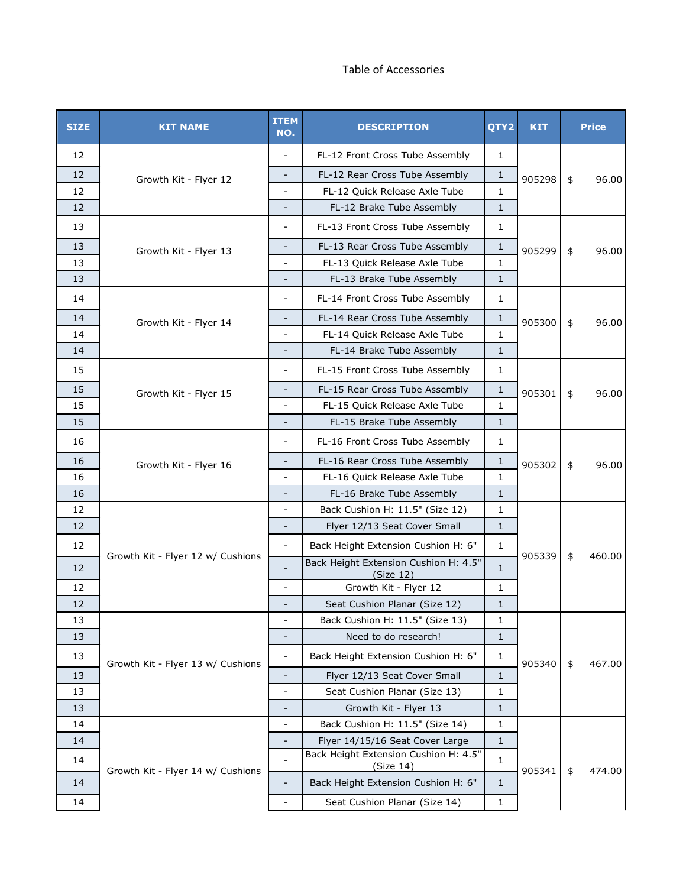Table of Accessories

| SIZE | KIT NAME | ITEM NO. | DESCRIPTION | QTY2 | KIT | Price |
|---|---|---|---|---|---|---|
| 12 | Growth Kit - Flyer 12 | - | FL-12 Front Cross Tube Assembly | 1 | 905298 | $ 96.00 |
| 12 | | - | FL-12 Rear Cross Tube Assembly | 1 | | |
| 12 | | - | FL-12 Quick Release Axle Tube | 1 | | |
| 12 | | - | FL-12 Brake Tube Assembly | 1 | | |
| 13 | Growth Kit - Flyer 13 | - | FL-13 Front Cross Tube Assembly | 1 | 905299 | $ 96.00 |
| 13 | | - | FL-13 Rear Cross Tube Assembly | 1 | | |
| 13 | | - | FL-13 Quick Release Axle Tube | 1 | | |
| 13 | | - | FL-13 Brake Tube Assembly | 1 | | |
| 14 | Growth Kit - Flyer 14 | - | FL-14 Front Cross Tube Assembly | 1 | 905300 | $ 96.00 |
| 14 | | - | FL-14 Rear Cross Tube Assembly | 1 | | |
| 14 | | - | FL-14 Quick Release Axle Tube | 1 | | |
| 14 | | - | FL-14 Brake Tube Assembly | 1 | | |
| 15 | Growth Kit - Flyer 15 | - | FL-15 Front Cross Tube Assembly | 1 | 905301 | $ 96.00 |
| 15 | | - | FL-15 Rear Cross Tube Assembly | 1 | | |
| 15 | | - | FL-15 Quick Release Axle Tube | 1 | | |
| 15 | | - | FL-15 Brake Tube Assembly | 1 | | |
| 16 | Growth Kit - Flyer 16 | - | FL-16 Front Cross Tube Assembly | 1 | 905302 | $ 96.00 |
| 16 | | - | FL-16 Rear Cross Tube Assembly | 1 | | |
| 16 | | - | FL-16 Quick Release Axle Tube | 1 | | |
| 16 | | - | FL-16 Brake Tube Assembly | 1 | | |
| 12 | Growth Kit - Flyer 12 w/ Cushions | - | Back Cushion H: 11.5" (Size 12) | 1 | 905339 | $ 460.00 |
| 12 | | - | Flyer 12/13 Seat Cover Small | 1 | | |
| 12 | | - | Back Height Extension Cushion H: 6" | 1 | | |
| 12 | | - | Back Height Extension Cushion H: 4.5" (Size 12) | 1 | | |
| 12 | | - | Growth Kit - Flyer 12 | 1 | | |
| 12 | | - | Seat Cushion Planar (Size 12) | 1 | | |
| 13 | Growth Kit - Flyer 13 w/ Cushions | - | Back Cushion H: 11.5" (Size 13) | 1 | 905340 | $ 467.00 |
| 13 | | - | Need to do research! | 1 | | |
| 13 | | - | Back Height Extension Cushion H: 6" | 1 | | |
| 13 | | - | Flyer 12/13 Seat Cover Small | 1 | | |
| 13 | | - | Seat Cushion Planar (Size 13) | 1 | | |
| 13 | | - | Growth Kit - Flyer 13 | 1 | | |
| 14 | Growth Kit - Flyer 14 w/ Cushions | - | Back Cushion H: 11.5" (Size 14) | 1 | 905341 | $ 474.00 |
| 14 | | - | Flyer 14/15/16 Seat Cover Large | 1 | | |
| 14 | | - | Back Height Extension Cushion H: 4.5" (Size 14) | 1 | | |
| 14 | | - | Back Height Extension Cushion H: 6" | 1 | | |
| 14 | | - | Seat Cushion Planar (Size 14) | 1 | | |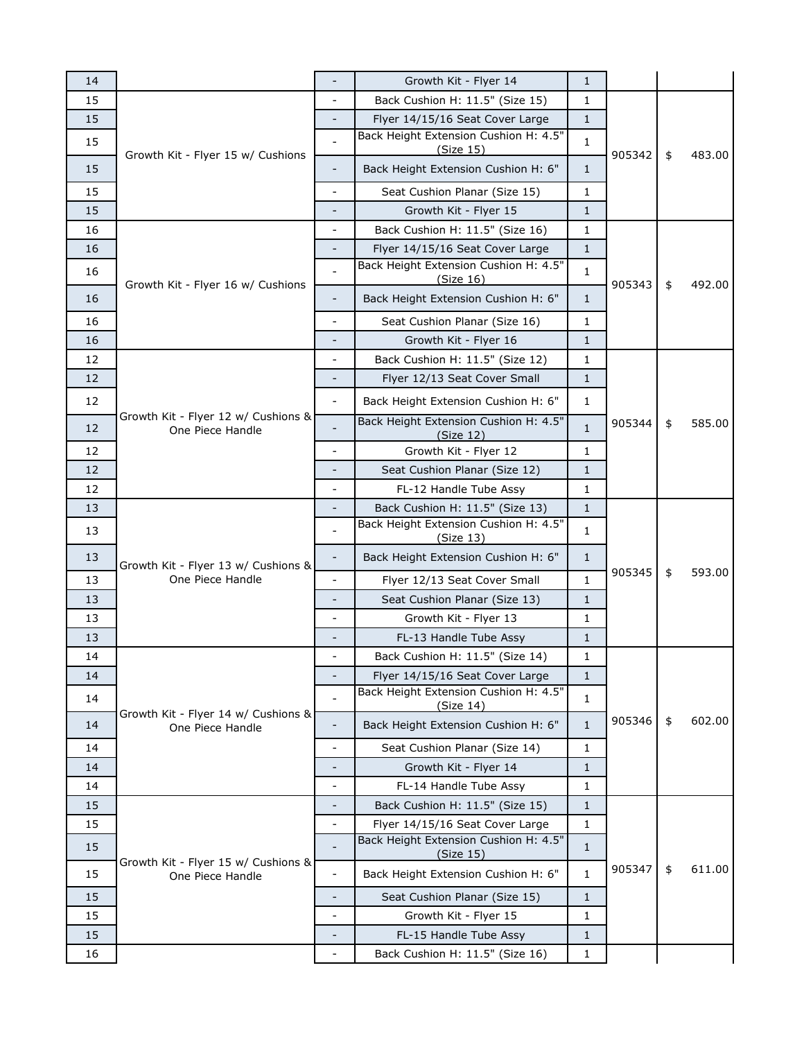| | | | | | | |
|---|---|---|---|---|---|---|
| 14 | | - | Growth Kit - Flyer 14 | 1 | | |
| 15 | Growth Kit - Flyer 15 w/ Cushions | - | Back Cushion H: 11.5" (Size 15) | 1 | 905342 | $ 483.00 |
| 15 | | - | Flyer 14/15/16 Seat Cover Large | 1 | | |
| 15 | | - | Back Height Extension Cushion H: 4.5" (Size 15) | 1 | | |
| 15 | | - | Back Height Extension Cushion H: 6" | 1 | | |
| 15 | | - | Seat Cushion Planar (Size 15) | 1 | | |
| 15 | | - | Growth Kit - Flyer 15 | 1 | | |
| 16 | Growth Kit - Flyer 16 w/ Cushions | - | Back Cushion H: 11.5" (Size 16) | 1 | 905343 | $ 492.00 |
| 16 | | - | Flyer 14/15/16 Seat Cover Large | 1 | | |
| 16 | | - | Back Height Extension Cushion H: 4.5" (Size 16) | 1 | | |
| 16 | | - | Back Height Extension Cushion H: 6" | 1 | | |
| 16 | | - | Seat Cushion Planar (Size 16) | 1 | | |
| 16 | | - | Growth Kit - Flyer 16 | 1 | | |
| 12 | Growth Kit - Flyer 12 w/ Cushions & One Piece Handle | - | Back Cushion H: 11.5" (Size 12) | 1 | 905344 | $ 585.00 |
| 12 | | - | Flyer 12/13 Seat Cover Small | 1 | | |
| 12 | | - | Back Height Extension Cushion H: 6" | 1 | | |
| 12 | | - | Back Height Extension Cushion H: 4.5" (Size 12) | 1 | | |
| 12 | | - | Growth Kit - Flyer 12 | 1 | | |
| 12 | | - | Seat Cushion Planar (Size 12) | 1 | | |
| 12 | | - | FL-12 Handle Tube Assy | 1 | | |
| 13 | Growth Kit - Flyer 13 w/ Cushions & One Piece Handle | - | Back Cushion H: 11.5" (Size 13) | 1 | 905345 | $ 593.00 |
| 13 | | - | Back Height Extension Cushion H: 4.5" (Size 13) | 1 | | |
| 13 | | - | Back Height Extension Cushion H: 6" | 1 | | |
| 13 | | - | Flyer 12/13 Seat Cover Small | 1 | | |
| 13 | | - | Seat Cushion Planar (Size 13) | 1 | | |
| 13 | | - | Growth Kit - Flyer 13 | 1 | | |
| 13 | | - | FL-13 Handle Tube Assy | 1 | | |
| 14 | Growth Kit - Flyer 14 w/ Cushions & One Piece Handle | - | Back Cushion H: 11.5" (Size 14) | 1 | 905346 | $ 602.00 |
| 14 | | - | Flyer 14/15/16 Seat Cover Large | 1 | | |
| 14 | | - | Back Height Extension Cushion H: 4.5" (Size 14) | 1 | | |
| 14 | | - | Back Height Extension Cushion H: 6" | 1 | | |
| 14 | | - | Seat Cushion Planar (Size 14) | 1 | | |
| 14 | | - | Growth Kit - Flyer 14 | 1 | | |
| 14 | | - | FL-14 Handle Tube Assy | 1 | | |
| 15 | Growth Kit - Flyer 15 w/ Cushions & One Piece Handle | - | Back Cushion H: 11.5" (Size 15) | 1 | 905347 | $ 611.00 |
| 15 | | - | Flyer 14/15/16 Seat Cover Large | 1 | | |
| 15 | | - | Back Height Extension Cushion H: 4.5" (Size 15) | 1 | | |
| 15 | | - | Back Height Extension Cushion H: 6" | 1 | | |
| 15 | | - | Seat Cushion Planar (Size 15) | 1 | | |
| 15 | | - | Growth Kit - Flyer 15 | 1 | | |
| 15 | | - | FL-15 Handle Tube Assy | 1 | | |
| 16 | | - | Back Cushion H: 11.5" (Size 16) | 1 | | |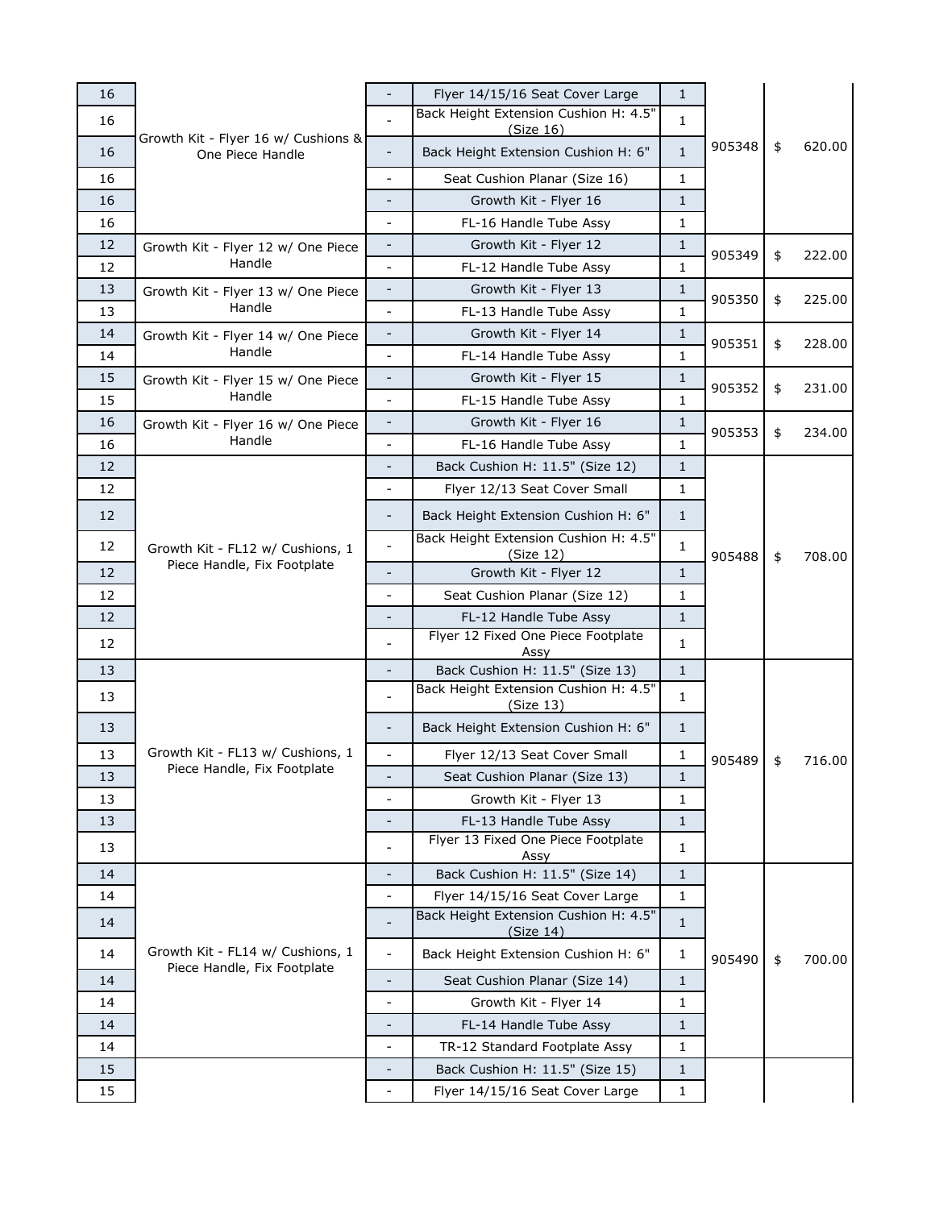| | | | | | | | |
|---|---|---|---|---|---|---|---|
| 16 | Growth Kit - Flyer 16 w/ Cushions & One Piece Handle | - | Flyer 14/15/16 Seat Cover Large | 1 | 905348 | $ | 620.00 |
| 16 | | - | Back Height Extension Cushion H: 4.5" (Size 16) | 1 | | | |
| 16 | | - | Back Height Extension Cushion H: 6" | 1 | | | |
| 16 | | - | Seat Cushion Planar (Size 16) | 1 | | | |
| 16 | | - | Growth Kit - Flyer 16 | 1 | | | |
| 16 | | - | FL-16 Handle Tube Assy | 1 | | | |
| 12 | Growth Kit - Flyer 12 w/ One Piece Handle | - | Growth Kit - Flyer 12 | 1 | 905349 | $ | 222.00 |
| 12 | | - | FL-12 Handle Tube Assy | 1 | | | |
| 13 | Growth Kit - Flyer 13 w/ One Piece Handle | - | Growth Kit - Flyer 13 | 1 | 905350 | $ | 225.00 |
| 13 | | - | FL-13 Handle Tube Assy | 1 | | | |
| 14 | Growth Kit - Flyer 14 w/ One Piece Handle | - | Growth Kit - Flyer 14 | 1 | 905351 | $ | 228.00 |
| 14 | | - | FL-14 Handle Tube Assy | 1 | | | |
| 15 | Growth Kit - Flyer 15 w/ One Piece Handle | - | Growth Kit - Flyer 15 | 1 | 905352 | $ | 231.00 |
| 15 | | - | FL-15 Handle Tube Assy | 1 | | | |
| 16 | Growth Kit - Flyer 16 w/ One Piece Handle | - | Growth Kit - Flyer 16 | 1 | 905353 | $ | 234.00 |
| 16 | | - | FL-16 Handle Tube Assy | 1 | | | |
| 12 | Growth Kit - FL12 w/ Cushions, 1 Piece Handle, Fix Footplate | - | Back Cushion H: 11.5" (Size 12) | 1 | 905488 | $ | 708.00 |
| 12 | | - | Flyer 12/13 Seat Cover Small | 1 | | | |
| 12 | | - | Back Height Extension Cushion H: 6" | 1 | | | |
| 12 | | - | Back Height Extension Cushion H: 4.5" (Size 12) | 1 | | | |
| 12 | | - | Growth Kit - Flyer 12 | 1 | | | |
| 12 | | - | Seat Cushion Planar (Size 12) | 1 | | | |
| 12 | | - | FL-12 Handle Tube Assy | 1 | | | |
| 12 | | - | Flyer 12 Fixed One Piece Footplate Assy | 1 | | | |
| 13 | Growth Kit - FL13 w/ Cushions, 1 Piece Handle, Fix Footplate | - | Back Cushion H: 11.5" (Size 13) | 1 | 905489 | $ | 716.00 |
| 13 | | - | Back Height Extension Cushion H: 4.5" (Size 13) | 1 | | | |
| 13 | | - | Back Height Extension Cushion H: 6" | 1 | | | |
| 13 | | - | Flyer 12/13 Seat Cover Small | 1 | | | |
| 13 | | - | Seat Cushion Planar (Size 13) | 1 | | | |
| 13 | | - | Growth Kit - Flyer 13 | 1 | | | |
| 13 | | - | FL-13 Handle Tube Assy | 1 | | | |
| 13 | | - | Flyer 13 Fixed One Piece Footplate Assy | 1 | | | |
| 14 | Growth Kit - FL14 w/ Cushions, 1 Piece Handle, Fix Footplate | - | Back Cushion H: 11.5" (Size 14) | 1 | 905490 | $ | 700.00 |
| 14 | | - | Flyer 14/15/16 Seat Cover Large | 1 | | | |
| 14 | | - | Back Height Extension Cushion H: 4.5" (Size 14) | 1 | | | |
| 14 | | - | Back Height Extension Cushion H: 6" | 1 | | | |
| 14 | | - | Seat Cushion Planar (Size 14) | 1 | | | |
| 14 | | - | Growth Kit - Flyer 14 | 1 | | | |
| 14 | | - | FL-14 Handle Tube Assy | 1 | | | |
| 14 | | - | TR-12 Standard Footplate Assy | 1 | | | |
| 15 | | - | Back Cushion H: 11.5" (Size 15) | 1 | | | |
| 15 | | - | Flyer 14/15/16 Seat Cover Large | 1 | | | |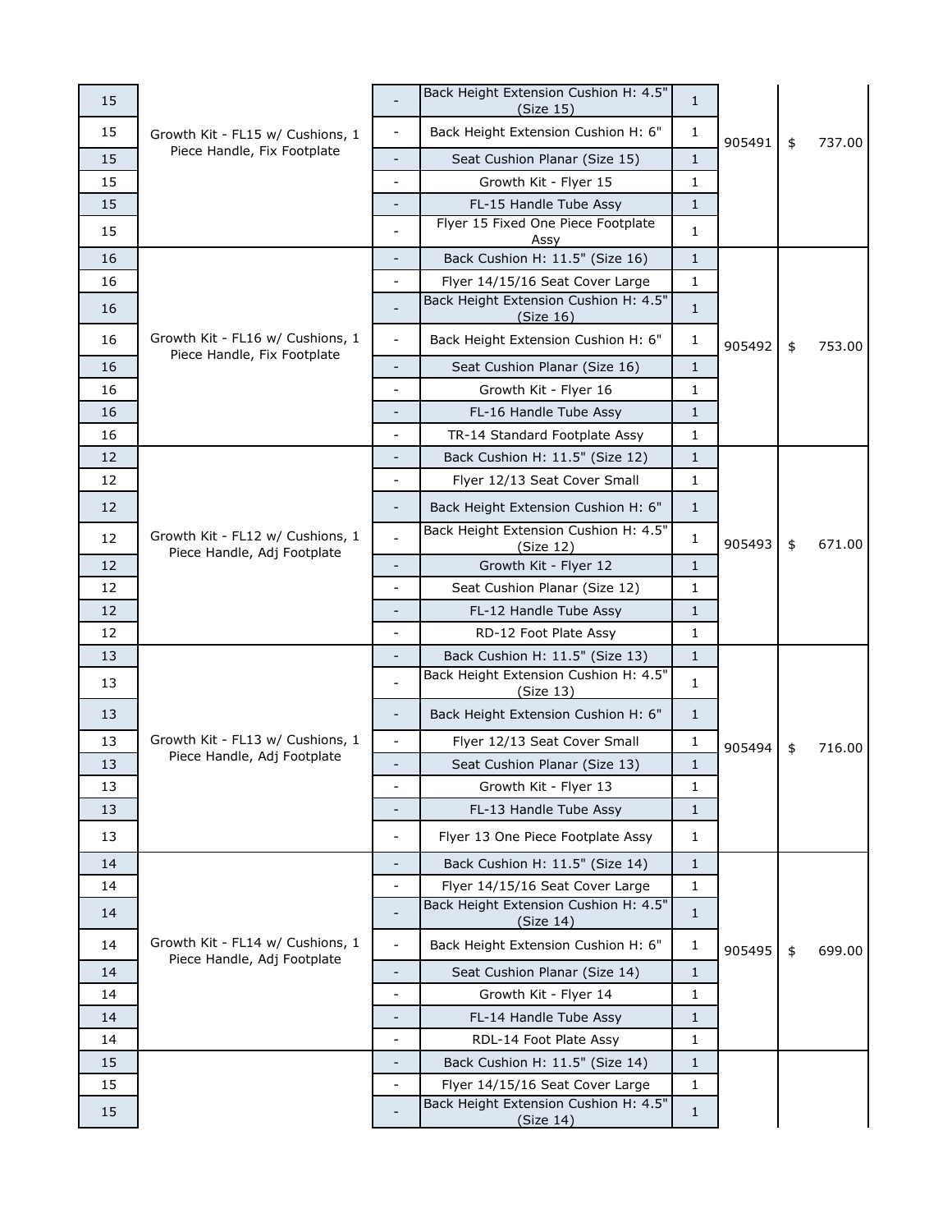| | | | | | | |
|---|---|---|---|---|---|---|
| 15 | Growth Kit - FL15 w/ Cushions, 1 Piece Handle, Fix Footplate | - | Back Height Extension Cushion H: 4.5" (Size 15) | 1 | 905491 | $ 737.00 |
| 15 | | - | Back Height Extension Cushion H: 6" | 1 | | |
| 15 | | - | Seat Cushion Planar (Size 15) | 1 | | |
| 15 | | - | Growth Kit - Flyer 15 | 1 | | |
| 15 | | - | FL-15 Handle Tube Assy | 1 | | |
| 15 | | - | Flyer 15 Fixed One Piece Footplate Assy | 1 | | |
| 16 | Growth Kit - FL16 w/ Cushions, 1 Piece Handle, Fix Footplate | - | Back Cushion H: 11.5" (Size 16) | 1 | 905492 | $ 753.00 |
| 16 | | - | Flyer 14/15/16 Seat Cover Large | 1 | | |
| 16 | | - | Back Height Extension Cushion H: 4.5" (Size 16) | 1 | | |
| 16 | | - | Back Height Extension Cushion H: 6" | 1 | | |
| 16 | | - | Seat Cushion Planar (Size 16) | 1 | | |
| 16 | | - | Growth Kit - Flyer 16 | 1 | | |
| 16 | | - | FL-16 Handle Tube Assy | 1 | | |
| 16 | | - | TR-14 Standard Footplate Assy | 1 | | |
| 12 | Growth Kit - FL12 w/ Cushions, 1 Piece Handle, Adj Footplate | - | Back Cushion H: 11.5" (Size 12) | 1 | 905493 | $ 671.00 |
| 12 | | - | Flyer 12/13 Seat Cover Small | 1 | | |
| 12 | | - | Back Height Extension Cushion H: 6" | 1 | | |
| 12 | | - | Back Height Extension Cushion H: 4.5" (Size 12) | 1 | | |
| 12 | | - | Growth Kit - Flyer 12 | 1 | | |
| 12 | | - | Seat Cushion Planar (Size 12) | 1 | | |
| 12 | | - | FL-12 Handle Tube Assy | 1 | | |
| 12 | | - | RD-12 Foot Plate Assy | 1 | | |
| 13 | Growth Kit - FL13 w/ Cushions, 1 Piece Handle, Adj Footplate | - | Back Cushion H: 11.5" (Size 13) | 1 | 905494 | $ 716.00 |
| 13 | | - | Back Height Extension Cushion H: 4.5" (Size 13) | 1 | | |
| 13 | | - | Back Height Extension Cushion H: 6" | 1 | | |
| 13 | | - | Flyer 12/13 Seat Cover Small | 1 | | |
| 13 | | - | Seat Cushion Planar (Size 13) | 1 | | |
| 13 | | - | Growth Kit - Flyer 13 | 1 | | |
| 13 | | - | FL-13 Handle Tube Assy | 1 | | |
| 13 | | - | Flyer 13 One Piece Footplate Assy | 1 | | |
| 14 | Growth Kit - FL14 w/ Cushions, 1 Piece Handle, Adj Footplate | - | Back Cushion H: 11.5" (Size 14) | 1 | 905495 | $ 699.00 |
| 14 | | - | Flyer 14/15/16 Seat Cover Large | 1 | | |
| 14 | | - | Back Height Extension Cushion H: 4.5" (Size 14) | 1 | | |
| 14 | | - | Back Height Extension Cushion H: 6" | 1 | | |
| 14 | | - | Seat Cushion Planar (Size 14) | 1 | | |
| 14 | | - | Growth Kit - Flyer 14 | 1 | | |
| 14 | | - | FL-14 Handle Tube Assy | 1 | | |
| 14 | | - | RDL-14 Foot Plate Assy | 1 | | |
| 15 | | - | Back Cushion H: 11.5" (Size 14) | 1 | | |
| 15 | | - | Flyer 14/15/16 Seat Cover Large | 1 | | |
| 15 | | - | Back Height Extension Cushion H: 4.5" (Size 14) | 1 | | |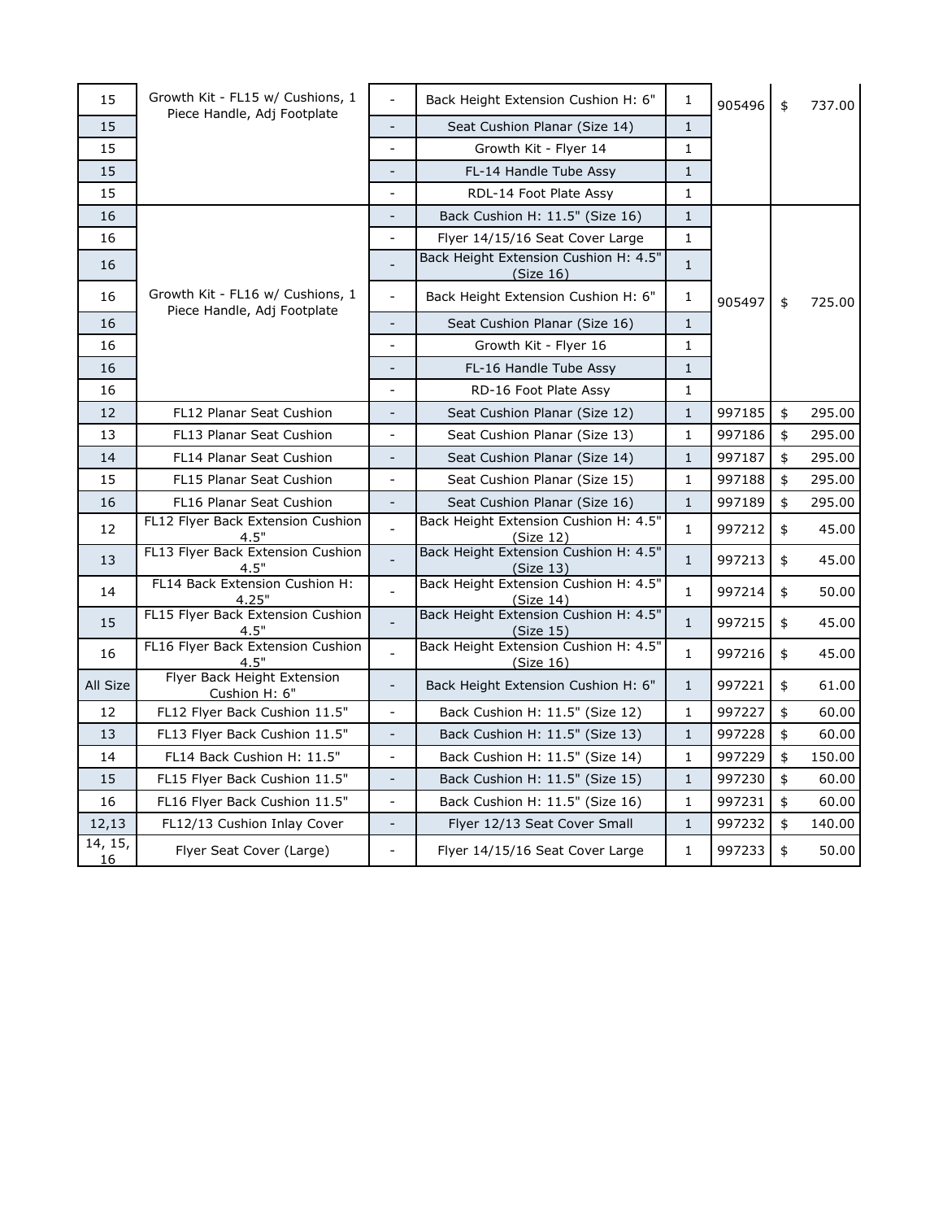| | | | | | | | |
|---|---|---|---|---|---|---|---|
| 15 | Growth Kit - FL15 w/ Cushions, 1 Piece Handle, Adj Footplate | - | Back Height Extension Cushion H: 6" | 1 | 905496 | $ | 737.00 |
| 15 | | - | Seat Cushion Planar (Size 14) | 1 | | | |
| 15 | | - | Growth Kit - Flyer 14 | 1 | | | |
| 15 | | - | FL-14 Handle Tube Assy | 1 | | | |
| 15 | | - | RDL-14 Foot Plate Assy | 1 | | | |
| 16 | Growth Kit - FL16 w/ Cushions, 1 Piece Handle, Adj Footplate | - | Back Cushion H: 11.5" (Size 16) | 1 | 905497 | $ | 725.00 |
| 16 | | - | Flyer 14/15/16 Seat Cover Large | 1 | | | |
| 16 | | - | Back Height Extension Cushion H: 4.5" (Size 16) | 1 | | | |
| 16 | | - | Back Height Extension Cushion H: 6" | 1 | | | |
| 16 | | - | Seat Cushion Planar (Size 16) | 1 | | | |
| 16 | | - | Growth Kit - Flyer 16 | 1 | | | |
| 16 | | - | FL-16 Handle Tube Assy | 1 | | | |
| 16 | | - | RD-16 Foot Plate Assy | 1 | | | |
| 12 | FL12 Planar Seat Cushion | - | Seat Cushion Planar (Size 12) | 1 | 997185 | $ | 295.00 |
| 13 | FL13 Planar Seat Cushion | - | Seat Cushion Planar (Size 13) | 1 | 997186 | $ | 295.00 |
| 14 | FL14 Planar Seat Cushion | - | Seat Cushion Planar (Size 14) | 1 | 997187 | $ | 295.00 |
| 15 | FL15 Planar Seat Cushion | - | Seat Cushion Planar (Size 15) | 1 | 997188 | $ | 295.00 |
| 16 | FL16 Planar Seat Cushion | - | Seat Cushion Planar (Size 16) | 1 | 997189 | $ | 295.00 |
| 12 | FL12 Flyer Back Extension Cushion 4.5" | - | Back Height Extension Cushion H: 4.5" (Size 12) | 1 | 997212 | $ | 45.00 |
| 13 | FL13 Flyer Back Extension Cushion 4.5" | - | Back Height Extension Cushion H: 4.5" (Size 13) | 1 | 997213 | $ | 45.00 |
| 14 | FL14 Back Extension Cushion H: 4.25" | - | Back Height Extension Cushion H: 4.5" (Size 14) | 1 | 997214 | $ | 50.00 |
| 15 | FL15 Flyer Back Extension Cushion 4.5" | - | Back Height Extension Cushion H: 4.5" (Size 15) | 1 | 997215 | $ | 45.00 |
| 16 | FL16 Flyer Back Extension Cushion 4.5" | - | Back Height Extension Cushion H: 4.5" (Size 16) | 1 | 997216 | $ | 45.00 |
| All Size | Flyer Back Height Extension Cushion H: 6" | - | Back Height Extension Cushion H: 6" | 1 | 997221 | $ | 61.00 |
| 12 | FL12 Flyer Back Cushion 11.5" | - | Back Cushion H: 11.5" (Size 12) | 1 | 997227 | $ | 60.00 |
| 13 | FL13 Flyer Back Cushion 11.5" | - | Back Cushion H: 11.5" (Size 13) | 1 | 997228 | $ | 60.00 |
| 14 | FL14 Back Cushion H: 11.5" | - | Back Cushion H: 11.5" (Size 14) | 1 | 997229 | $ | 150.00 |
| 15 | FL15 Flyer Back Cushion 11.5" | - | Back Cushion H: 11.5" (Size 15) | 1 | 997230 | $ | 60.00 |
| 16 | FL16 Flyer Back Cushion 11.5" | - | Back Cushion H: 11.5" (Size 16) | 1 | 997231 | $ | 60.00 |
| 12,13 | FL12/13 Cushion Inlay Cover | - | Flyer 12/13 Seat Cover Small | 1 | 997232 | $ | 140.00 |
| 14, 15, 16 | Flyer Seat Cover (Large) | - | Flyer 14/15/16 Seat Cover Large | 1 | 997233 | $ | 50.00 |